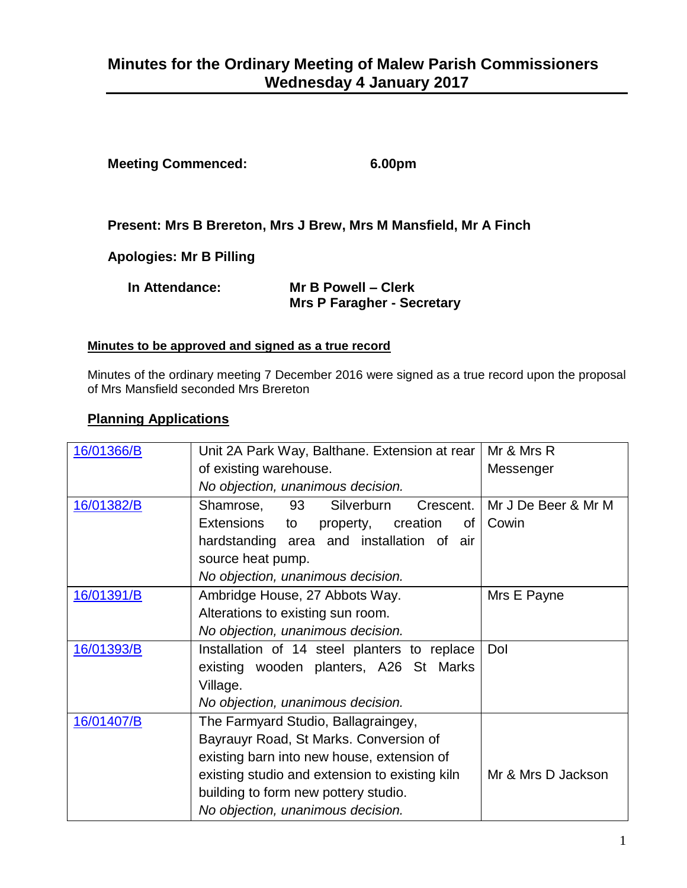# Minutes for the Ordinary Meeting of Malew Parish Commissioners Wednesday 4 January 2017

**Meeting Commenced:** **6.00pm**

**Present: Mrs B Brereton, Mrs J Brew, Mrs M Mansfield, Mr A Finch**

**Apologies: Mr B Pilling**

**In Attendance:** **Mr B Powell – Clerk**
**Mrs P Faragher - Secretary**

**Minutes to be approved and signed as a true record**

Minutes of the ordinary meeting 7 December 2016 were signed as a true record upon the proposal of Mrs Mansfield seconded Mrs Brereton

## Planning Applications

| | | |
|---|---|---|
| 16/01366/B | Unit 2A Park Way, Balthane. Extension at rear of existing warehouse.<br>*No objection, unanimous decision.* | Mr & Mrs R Messenger |
| 16/01382/B | Shamrose, 93 Silverburn Crescent. Extensions to property, creation of hardstanding area and installation of air source heat pump.<br>*No objection, unanimous decision.* | Mr J De Beer & Mr M Cowin |
| 16/01391/B | Ambridge House, 27 Abbots Way.<br>Alterations to existing sun room.<br>*No objection, unanimous decision.* | Mrs E Payne |
| 16/01393/B | Installation of 14 steel planters to replace existing wooden planters, A26 St Marks Village.<br>*No objection, unanimous decision.* | DoI |
| 16/01407/B | The Farmyard Studio, Ballagraingey, Bayrauyr Road, St Marks. Conversion of existing barn into new house, extension of existing studio and extension to existing kiln building to form new pottery studio.<br>*No objection, unanimous decision.* | Mr & Mrs D Jackson |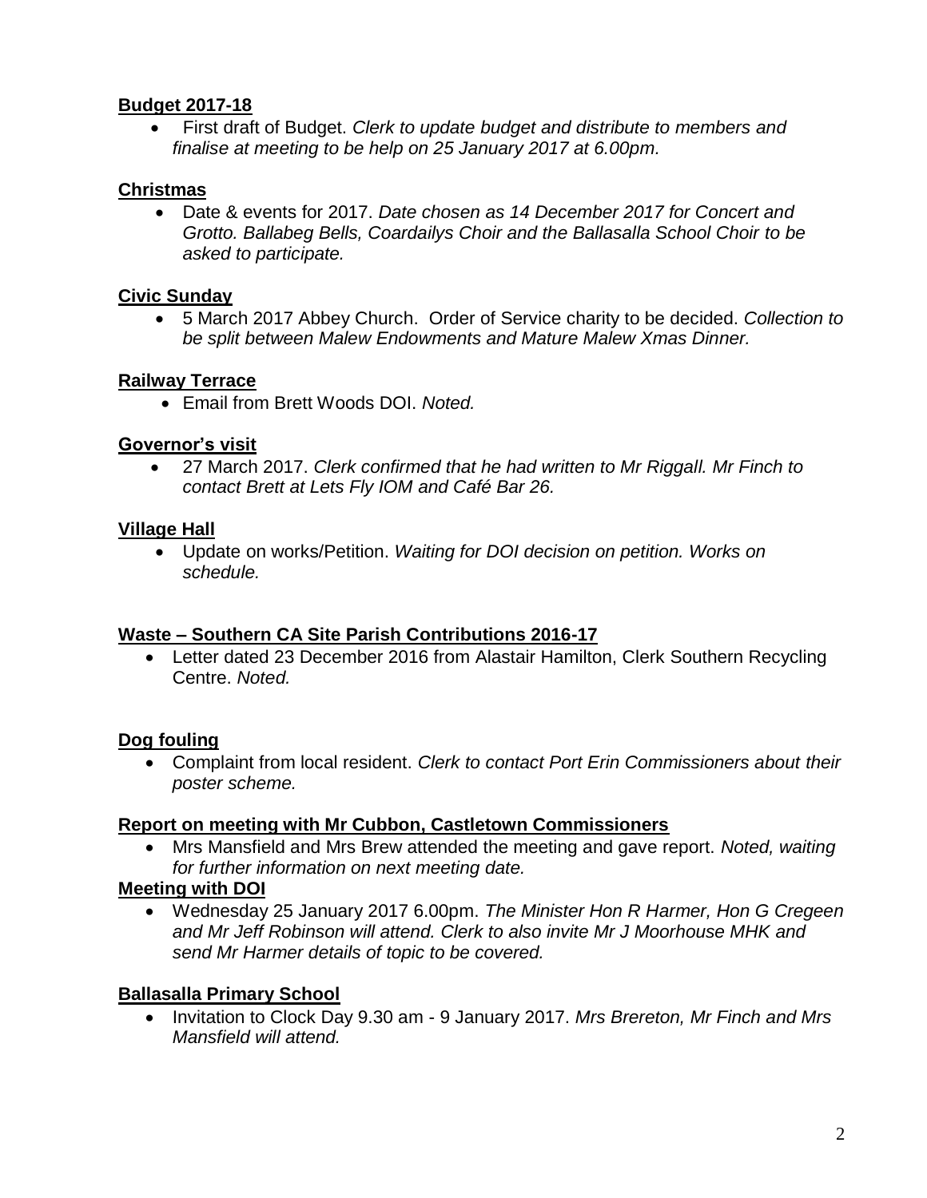**Budget 2017-18**

- First draft of Budget. *Clerk to update budget and distribute to members and finalise at meeting to be help on 25 January 2017 at 6.00pm.*

**Christmas**

- Date & events for 2017. *Date chosen as 14 December 2017 for Concert and Grotto. Ballabeg Bells, Coardailys Choir and the Ballasalla School Choir to be asked to participate.*

**Civic Sunday**

- 5 March 2017 Abbey Church. Order of Service charity to be decided. *Collection to be split between Malew Endowments and Mature Malew Xmas Dinner.*

**Railway Terrace**

- Email from Brett Woods DOI. *Noted.*

**Governor's visit**

- 27 March 2017. *Clerk confirmed that he had written to Mr Riggall. Mr Finch to contact Brett at Lets Fly IOM and Café Bar 26.*

**Village Hall**

- Update on works/Petition. *Waiting for DOI decision on petition. Works on schedule.*

**Waste – Southern CA Site Parish Contributions 2016-17**

- Letter dated 23 December 2016 from Alastair Hamilton, Clerk Southern Recycling Centre. *Noted.*

**Dog fouling**

- Complaint from local resident. *Clerk to contact Port Erin Commissioners about their poster scheme.*

**Report on meeting with Mr Cubbon, Castletown Commissioners**

- Mrs Mansfield and Mrs Brew attended the meeting and gave report. *Noted, waiting for further information on next meeting date.*

**Meeting with DOI**

- Wednesday 25 January 2017 6.00pm. *The Minister Hon R Harmer, Hon G Cregeen and Mr Jeff Robinson will attend. Clerk to also invite Mr J Moorhouse MHK and send Mr Harmer details of topic to be covered.*

**Ballasalla Primary School**

- Invitation to Clock Day 9.30 am - 9 January 2017. *Mrs Brereton, Mr Finch and Mrs Mansfield will attend.*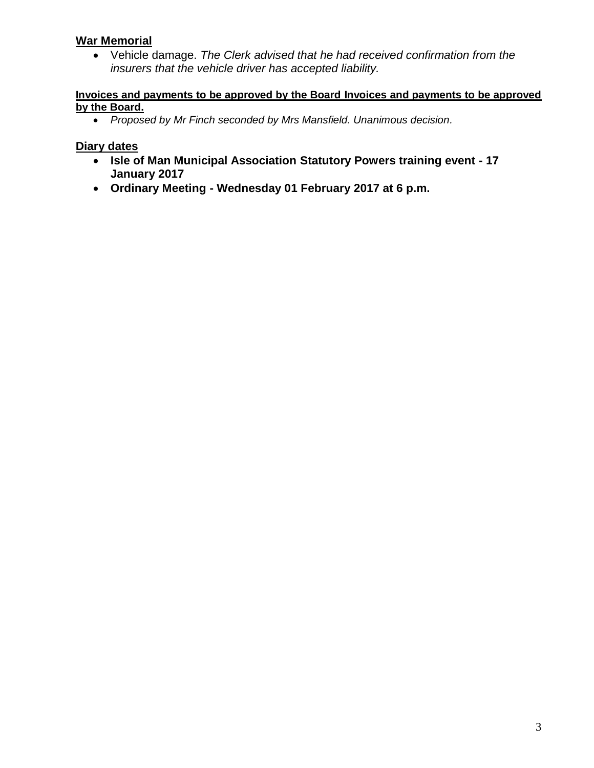**War Memorial**

- Vehicle damage. *The Clerk advised that he had received confirmation from the insurers that the vehicle driver has accepted liability.*

**Invoices and payments to be approved by the Board Invoices and payments to be approved by the Board.**

- *Proposed by Mr Finch seconded by Mrs Mansfield. Unanimous decision.*

**Diary dates**

- **Isle of Man Municipal Association Statutory Powers training event - 17 January 2017**
- **Ordinary Meeting - Wednesday 01 February 2017 at 6 p.m.**